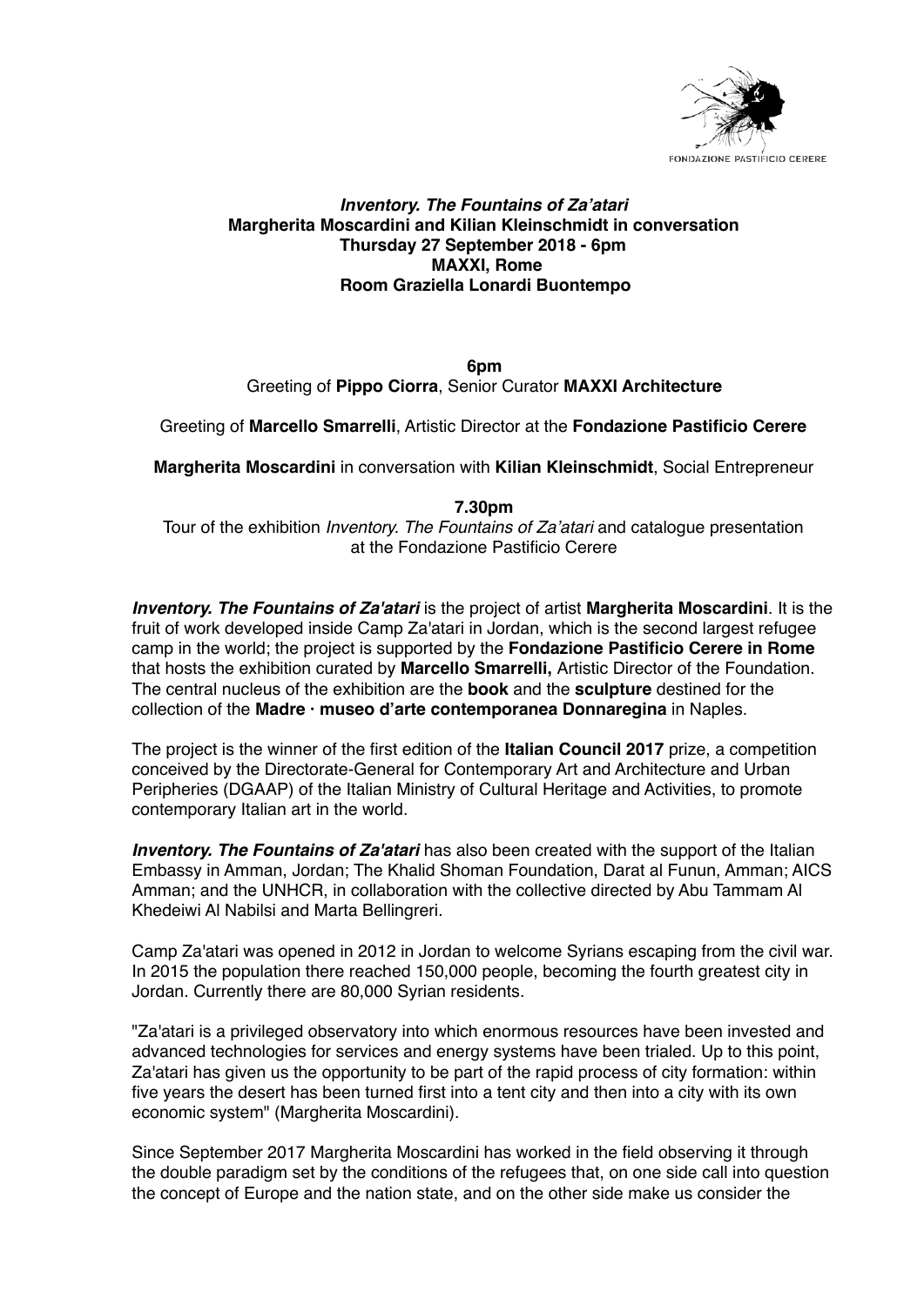FONDAZIONE PASTIFICIO CERERE

***Inventory. The Fountains of Za'atari***
**Margherita Moscardini and Kilian Kleinschmidt in conversation**
**Thursday 27 September 2018 - 6pm**
**MAXXI, Rome**
**Room Graziella Lonardi Buontempo**

**6pm**

Greeting of **Pippo Ciorra**, Senior Curator **MAXXI Architecture**

Greeting of **Marcello Smarrelli**, Artistic Director at the **Fondazione Pastificio Cerere**

**Margherita Moscardini** in conversation with **Kilian Kleinschmidt**, Social Entrepreneur

**7.30pm**

Tour of the exhibition *Inventory. The Fountains of Za'atari* and catalogue presentation at the Fondazione Pastificio Cerere

***Inventory. The Fountains of Za'atari*** is the project of artist **Margherita Moscardini**. It is the fruit of work developed inside Camp Za'atari in Jordan, which is the second largest refugee camp in the world; the project is supported by the **Fondazione Pastificio Cerere in Rome** that hosts the exhibition curated by **Marcello Smarrelli,** Artistic Director of the Foundation. The central nucleus of the exhibition are the **book** and the **sculpture** destined for the collection of the **Madre · museo d'arte contemporanea Donnaregina** in Naples.

The project is the winner of the first edition of the **Italian Council 2017** prize, a competition conceived by the Directorate-General for Contemporary Art and Architecture and Urban Peripheries (DGAAP) of the Italian Ministry of Cultural Heritage and Activities, to promote contemporary Italian art in the world.

***Inventory. The Fountains of Za'atari*** has also been created with the support of the Italian Embassy in Amman, Jordan; The Khalid Shoman Foundation, Darat al Funun, Amman; AICS Amman; and the UNHCR, in collaboration with the collective directed by Abu Tammam Al Khedeiwi Al Nabilsi and Marta Bellingreri.

Camp Za'atari was opened in 2012 in Jordan to welcome Syrians escaping from the civil war. In 2015 the population there reached 150,000 people, becoming the fourth greatest city in Jordan. Currently there are 80,000 Syrian residents.

"Za'atari is a privileged observatory into which enormous resources have been invested and advanced technologies for services and energy systems have been trialed. Up to this point, Za'atari has given us the opportunity to be part of the rapid process of city formation: within five years the desert has been turned first into a tent city and then into a city with its own economic system" (Margherita Moscardini).

Since September 2017 Margherita Moscardini has worked in the field observing it through the double paradigm set by the conditions of the refugees that, on one side call into question the concept of Europe and the nation state, and on the other side make us consider the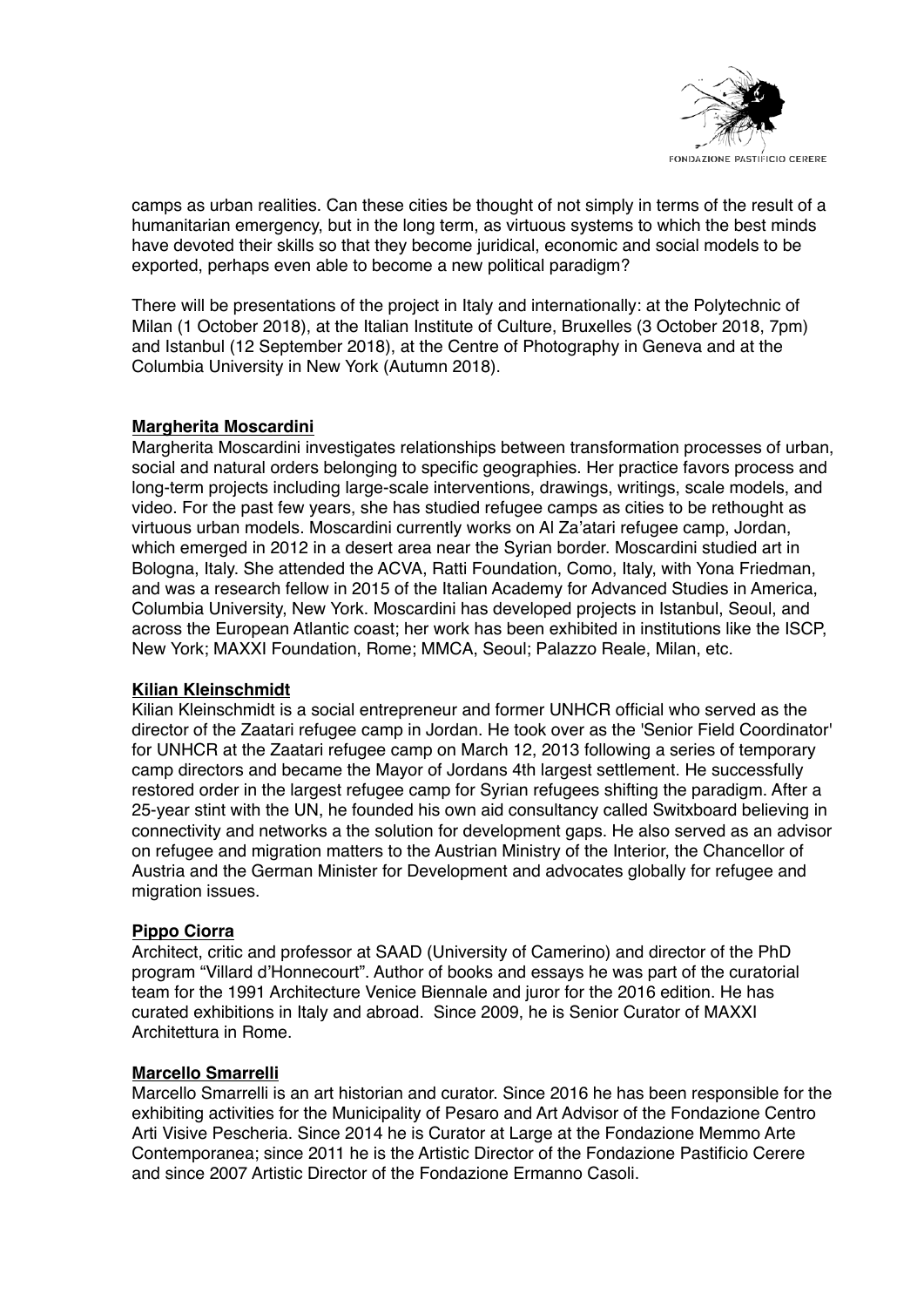camps as urban realities. Can these cities be thought of not simply in terms of the result of a humanitarian emergency, but in the long term, as virtuous systems to which the best minds have devoted their skills so that they become juridical, economic and social models to be exported, perhaps even able to become a new political paradigm?

There will be presentations of the project in Italy and internationally: at the Polytechnic of Milan (1 October 2018), at the Italian Institute of Culture, Bruxelles (3 October 2018, 7pm) and Istanbul (12 September 2018), at the Centre of Photography in Geneva and at the Columbia University in New York (Autumn 2018).

**Margherita Moscardini**

Margherita Moscardini investigates relationships between transformation processes of urban, social and natural orders belonging to specific geographies. Her practice favors process and long-term projects including large-scale interventions, drawings, writings, scale models, and video. For the past few years, she has studied refugee camps as cities to be rethought as virtuous urban models. Moscardini currently works on Al Za'atari refugee camp, Jordan, which emerged in 2012 in a desert area near the Syrian border. Moscardini studied art in Bologna, Italy. She attended the ACVA, Ratti Foundation, Como, Italy, with Yona Friedman, and was a research fellow in 2015 of the Italian Academy for Advanced Studies in America, Columbia University, New York. Moscardini has developed projects in Istanbul, Seoul, and across the European Atlantic coast; her work has been exhibited in institutions like the ISCP, New York; MAXXI Foundation, Rome; MMCA, Seoul; Palazzo Reale, Milan, etc.

**Kilian Kleinschmidt**

Kilian Kleinschmidt is a social entrepreneur and former UNHCR official who served as the director of the Zaatari refugee camp in Jordan. He took over as the 'Senior Field Coordinator' for UNHCR at the Zaatari refugee camp on March 12, 2013 following a series of temporary camp directors and became the Mayor of Jordans 4th largest settlement. He successfully restored order in the largest refugee camp for Syrian refugees shifting the paradigm. After a 25-year stint with the UN, he founded his own aid consultancy called Switxboard believing in connectivity and networks a the solution for development gaps. He also served as an advisor on refugee and migration matters to the Austrian Ministry of the Interior, the Chancellor of Austria and the German Minister for Development and advocates globally for refugee and migration issues.

**Pippo Ciorra**

Architect, critic and professor at SAAD (University of Camerino) and director of the PhD program "Villard d'Honnecourt". Author of books and essays he was part of the curatorial team for the 1991 Architecture Venice Biennale and juror for the 2016 edition. He has curated exhibitions in Italy and abroad. Since 2009, he is Senior Curator of MAXXI Architettura in Rome.

**Marcello Smarrelli**

Marcello Smarrelli is an art historian and curator. Since 2016 he has been responsible for the exhibiting activities for the Municipality of Pesaro and Art Advisor of the Fondazione Centro Arti Visive Pescheria. Since 2014 he is Curator at Large at the Fondazione Memmo Arte Contemporanea; since 2011 he is the Artistic Director of the Fondazione Pastificio Cerere and since 2007 Artistic Director of the Fondazione Ermanno Casoli.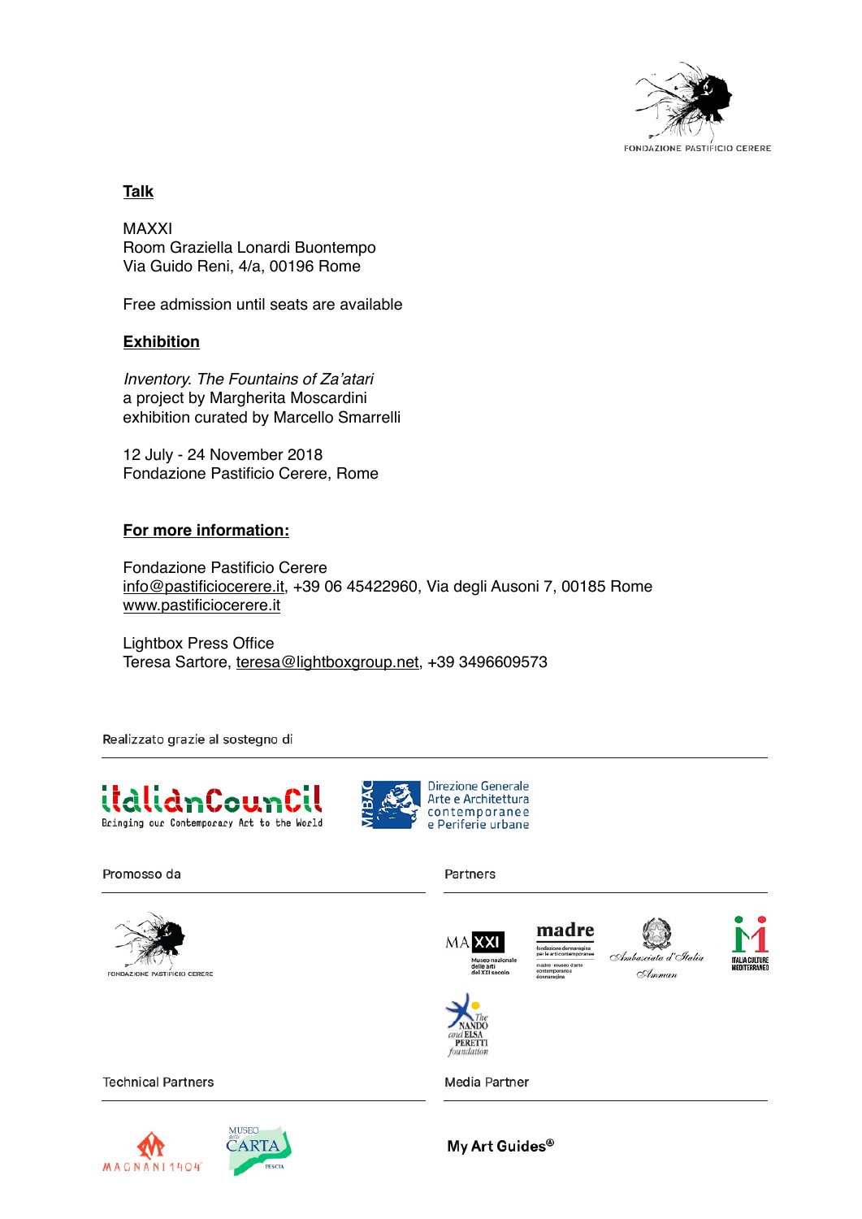**Talk**

MAXXI
Room Graziella Lonardi Buontempo
Via Guido Reni, 4/a, 00196 Rome

Free admission until seats are available

**Exhibition**

*Inventory. The Fountains of Za'atari*
a project by Margherita Moscardini
exhibition curated by Marcello Smarrelli

12 July - 24 November 2018
Fondazione Pastificio Cerere, Rome

**For more information:**

Fondazione Pastificio Cerere
info@pastificiocerere.it, +39 06 45422960, Via degli Ausoni 7, 00185 Rome
www.pastificiocerere.it

Lightbox Press Office
Teresa Sartore, teresa@lightboxgroup.net, +39 3496609573

Realizzato grazie al sostegno di

italian Council — Bringing our Contemporary Art to the World

MiBAC — Direzione Generale Arte e Architettura contemporanee e Periferie urbane

Promosso da

Fondazione Pastificio Cerere

Partners

MAXXI — Museo nazionale delle arti del XXI secolo

madre — fondazione donnaregina per le arti contemporanee — madre · museo d'arte contemporanea donnaregina

Ambasciata d'Italia Amman

Italia Culture Mediterraneo

The Nando and Elsa Peretti Foundation

Technical Partners

Magnani 1404

Museo della Carta Pescia

Media Partner

My Art Guides®